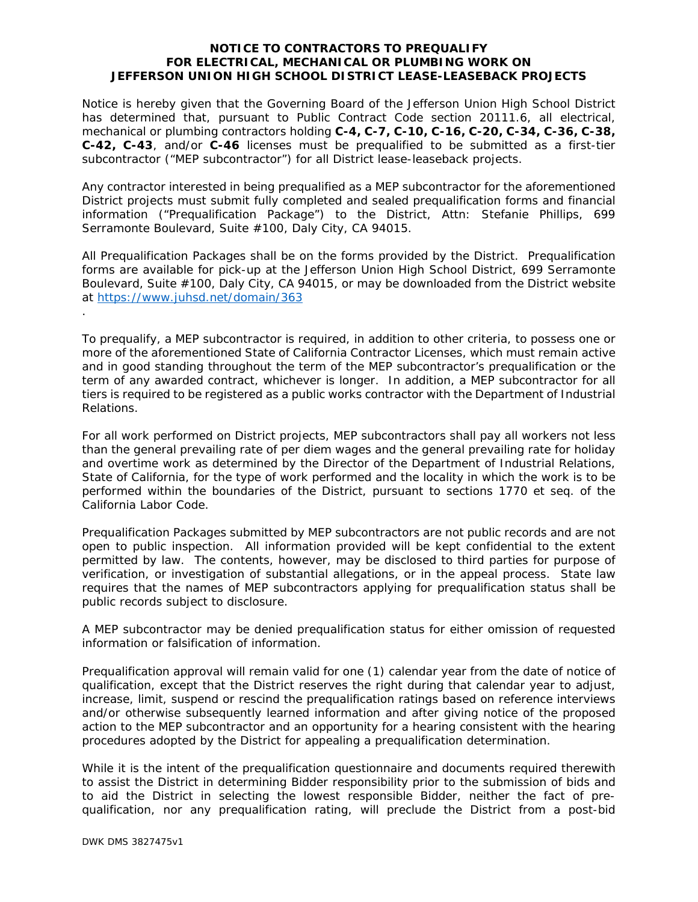# NOTICE TO CONTRACTORS TO PREQUALIFY FOR ELECTRICAL, MECHANICAL OR PLUMBING WORK ON JEFFERSON UNION HIGH SCHOOL DISTRICT LEASE-LEASEBACK PROJECTS

Notice is hereby given that the Governing Board of the Jefferson Union High School District has determined that, pursuant to Public Contract Code section 20111.6, all electrical, mechanical or plumbing contractors holding **C-4, C-7, C-10, C-16, C-20, C-34, C-36, C-38, C-42, C-43**, and/or **C-46** licenses must be prequalified to be submitted as a first-tier subcontractor ("MEP subcontractor") for all District lease-leaseback projects.

Any contractor interested in being prequalified as a MEP subcontractor for the aforementioned District projects must submit fully completed and sealed prequalification forms and financial information ("Prequalification Package") to the District, Attn: Stefanie Phillips, 699 Serramonte Boulevard, Suite #100, Daly City, CA 94015.

All Prequalification Packages shall be on the forms provided by the District. Prequalification forms are available for pick-up at the Jefferson Union High School District, 699 Serramonte Boulevard, Suite #100, Daly City, CA 94015, or may be downloaded from the District website at https://www.juhsd.net/domain/363

.

To prequalify, a MEP subcontractor is required, in addition to other criteria, to possess one or more of the aforementioned State of California Contractor Licenses, which must remain active and in good standing throughout the term of the MEP subcontractor's prequalification or the term of any awarded contract, whichever is longer. In addition, a MEP subcontractor for all tiers is required to be registered as a public works contractor with the Department of Industrial Relations.

For all work performed on District projects, MEP subcontractors shall pay all workers not less than the general prevailing rate of per diem wages and the general prevailing rate for holiday and overtime work as determined by the Director of the Department of Industrial Relations, State of California, for the type of work performed and the locality in which the work is to be performed within the boundaries of the District, pursuant to sections 1770 et seq. of the California Labor Code.

Prequalification Packages submitted by MEP subcontractors are not public records and are not open to public inspection. All information provided will be kept confidential to the extent permitted by law. The contents, however, may be disclosed to third parties for purpose of verification, or investigation of substantial allegations, or in the appeal process. State law requires that the names of MEP subcontractors applying for prequalification status shall be public records subject to disclosure.

A MEP subcontractor may be denied prequalification status for either omission of requested information or falsification of information.

Prequalification approval will remain valid for one (1) calendar year from the date of notice of qualification, except that the District reserves the right during that calendar year to adjust, increase, limit, suspend or rescind the prequalification ratings based on reference interviews and/or otherwise subsequently learned information and after giving notice of the proposed action to the MEP subcontractor and an opportunity for a hearing consistent with the hearing procedures adopted by the District for appealing a prequalification determination.

While it is the intent of the prequalification questionnaire and documents required therewith to assist the District in determining Bidder responsibility prior to the submission of bids and to aid the District in selecting the lowest responsible Bidder, neither the fact of pre-qualification, nor any prequalification rating, will preclude the District from a post-bid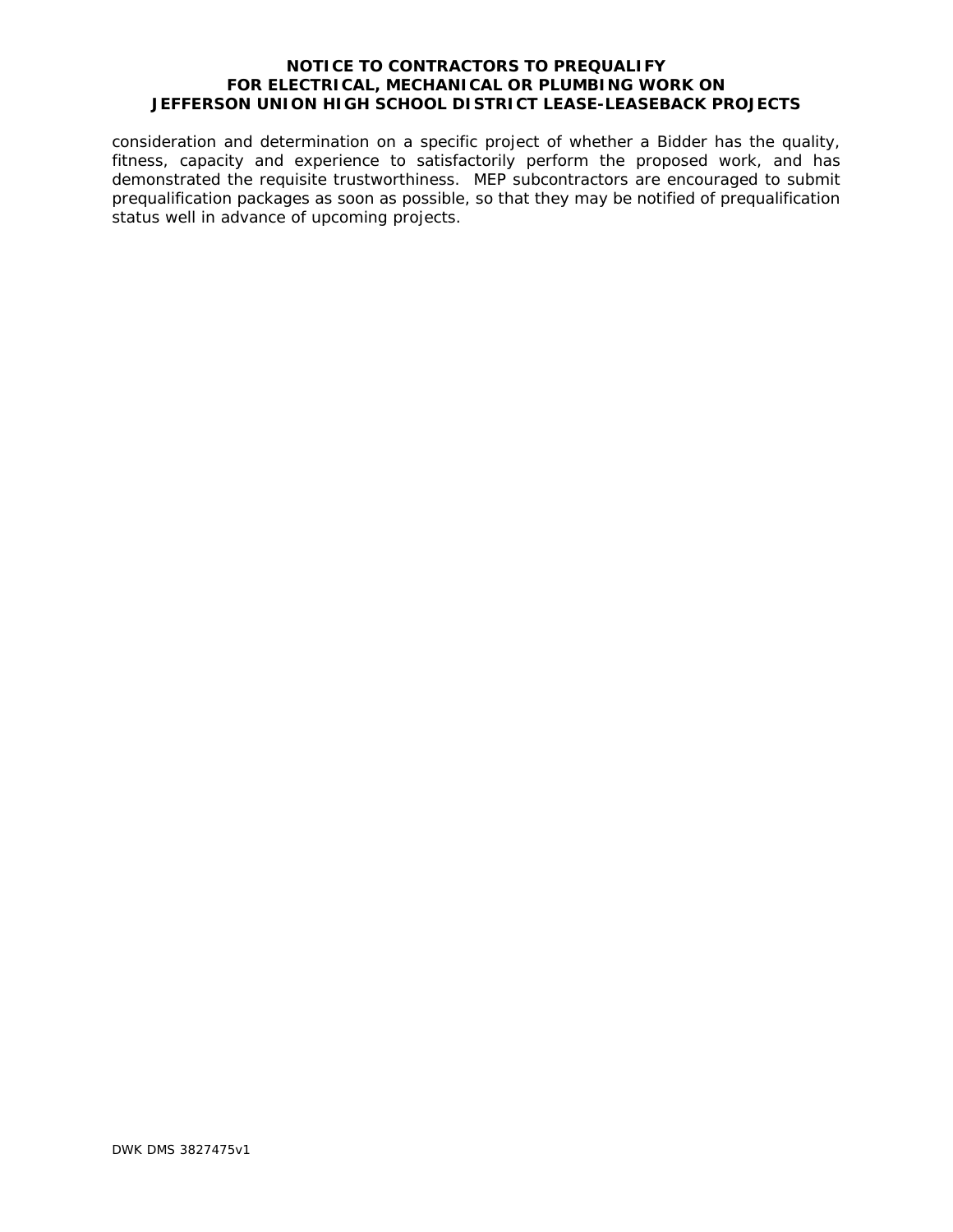consideration and determination on a specific project of whether a Bidder has the quality, fitness, capacity and experience to satisfactorily perform the proposed work, and has demonstrated the requisite trustworthiness. MEP subcontractors are encouraged to submit prequalification packages as soon as possible, so that they may be notified of prequalification status well in advance of upcoming projects.